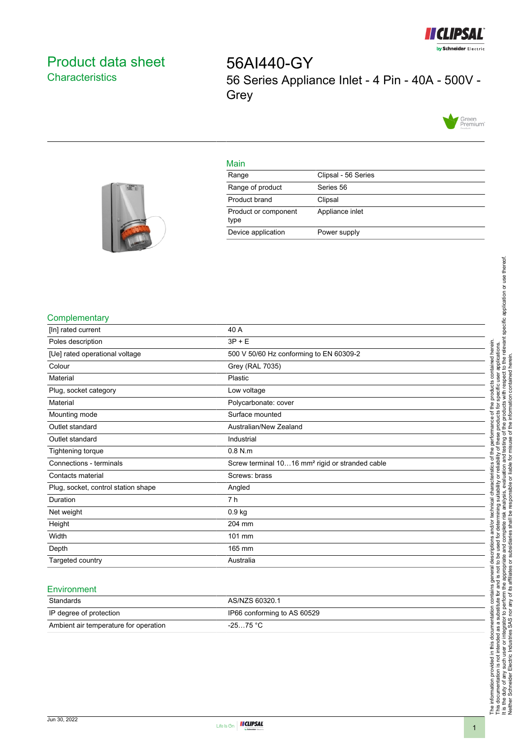# Product data sheet
## Characteristics

# 56AI440-GY

56 Series Appliance Inlet - 4 Pin - 40A - 500V - Grey

## Main

| | |
|---|---|
| Range | Clipsal - 56 Series |
| Range of product | Series 56 |
| Product brand | Clipsal |
| Product or component type | Appliance inlet |
| Device application | Power supply |

## Complementary

| | |
|---|---|
| [In] rated current | 40 A |
| Poles description | 3P + E |
| [Ue] rated operational voltage | 500 V 50/60 Hz conforming to EN 60309-2 |
| Colour | Grey (RAL 7035) |
| Material | Plastic |
| Plug, socket category | Low voltage |
| Material | Polycarbonate: cover |
| Mounting mode | Surface mounted |
| Outlet standard | Australian/New Zealand |
| Outlet standard | Industrial |
| Tightening torque | 0.8 N.m |
| Connections - terminals | Screw terminal 10…16 mm² rigid or stranded cable |
| Contacts material | Screws: brass |
| Plug, socket, control station shape | Angled |
| Duration | 7 h |
| Net weight | 0.9 kg |
| Height | 204 mm |
| Width | 101 mm |
| Depth | 165 mm |
| Targeted country | Australia |

## Environment

| | |
|---|---|
| Standards | AS/NZS 60320.1 |
| IP degree of protection | IP66 conforming to AS 60529 |
| Ambient air temperature for operation | -25…75 °C |

The information provided in this documentation contains general descriptions and/or technical characteristics of the performance of the products contained herein. This documentation is not intended as a substitute for and is not to be used for determining suitability or reliability of these products for specific user applications. It is the duty of any such user or integrator to perform the appropriate and complete risk analysis, evaluation and testing of the products with respect to the relevant specific application or use thereof. Neither Schneider Electric Industries SAS nor any of its affiliates or subsidiaries shall be responsible or liable for misuse of the information contained herein.

Jun 30, 2022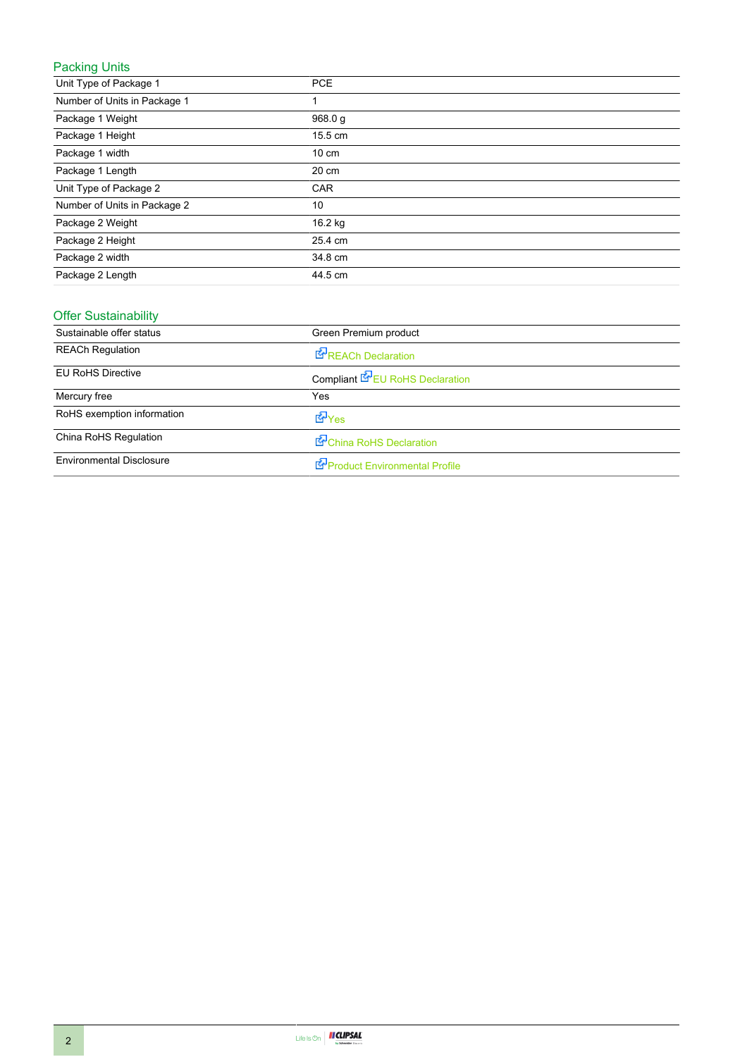## Packing Units

| | |
|---|---|
| Unit Type of Package 1 | PCE |
| Number of Units in Package 1 | 1 |
| Package 1 Weight | 968.0 g |
| Package 1 Height | 15.5 cm |
| Package 1 width | 10 cm |
| Package 1 Length | 20 cm |
| Unit Type of Package 2 | CAR |
| Number of Units in Package 2 | 10 |
| Package 2 Weight | 16.2 kg |
| Package 2 Height | 25.4 cm |
| Package 2 width | 34.8 cm |
| Package 2 Length | 44.5 cm |

## Offer Sustainability

| | |
|---|---|
| Sustainable offer status | Green Premium product |
| REACh Regulation | REACh Declaration |
| EU RoHS Directive | Compliant EU RoHS Declaration |
| Mercury free | Yes |
| RoHS exemption information | Yes |
| China RoHS Regulation | China RoHS Declaration |
| Environmental Disclosure | Product Environmental Profile |